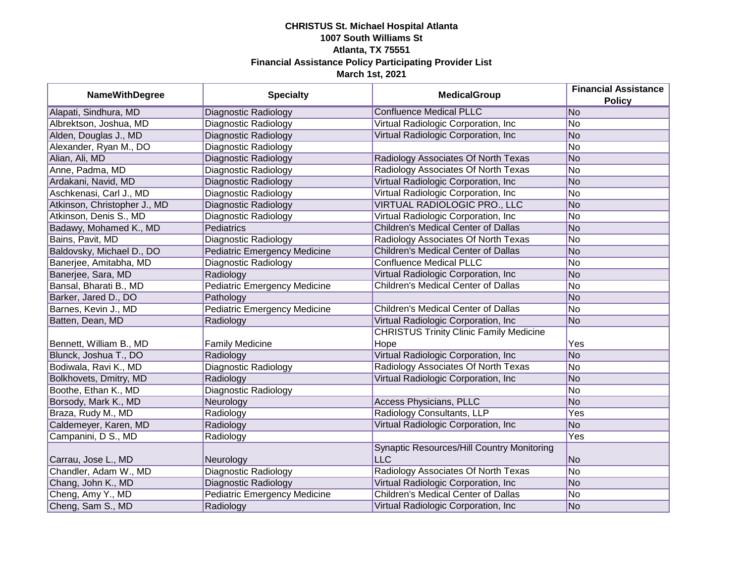**CHRISTUS St. Michael Hospital Atlanta**
**1007 South Williams St**
**Atlanta, TX 75551**
**Financial Assistance Policy Participating Provider List**
**March 1st, 2021**

| NameWithDegree | Specialty | MedicalGroup | Financial Assistance Policy |
|---|---|---|---|
| Alapati, Sindhura, MD | Diagnostic Radiology | Confluence Medical PLLC | No |
| Albrektson, Joshua, MD | Diagnostic Radiology | Virtual Radiologic Corporation, Inc | No |
| Alden, Douglas J., MD | Diagnostic Radiology | Virtual Radiologic Corporation, Inc | No |
| Alexander, Ryan M., DO | Diagnostic Radiology | | No |
| Alian, Ali, MD | Diagnostic Radiology | Radiology Associates Of North Texas | No |
| Anne, Padma, MD | Diagnostic Radiology | Radiology Associates Of North Texas | No |
| Ardakani, Navid, MD | Diagnostic Radiology | Virtual Radiologic Corporation, Inc | No |
| Aschkenasi, Carl J., MD | Diagnostic Radiology | Virtual Radiologic Corporation, Inc | No |
| Atkinson, Christopher J., MD | Diagnostic Radiology | VIRTUAL RADIOLOGIC PRO., LLC | No |
| Atkinson, Denis S., MD | Diagnostic Radiology | Virtual Radiologic Corporation, Inc | No |
| Badawy, Mohamed K., MD | Pediatrics | Children's Medical Center of Dallas | No |
| Bains, Pavit, MD | Diagnostic Radiology | Radiology Associates Of North Texas | No |
| Baldovsky, Michael D., DO | Pediatric Emergency Medicine | Children's Medical Center of Dallas | No |
| Banerjee, Amitabha, MD | Diagnostic Radiology | Confluence Medical PLLC | No |
| Banerjee, Sara, MD | Radiology | Virtual Radiologic Corporation, Inc | No |
| Bansal, Bharati B., MD | Pediatric Emergency Medicine | Children's Medical Center of Dallas | No |
| Barker, Jared D., DO | Pathology | | No |
| Barnes, Kevin J., MD | Pediatric Emergency Medicine | Children's Medical Center of Dallas | No |
| Batten, Dean, MD | Radiology | Virtual Radiologic Corporation, Inc | No |
| Bennett, William B., MD | Family Medicine | CHRISTUS Trinity Clinic Family Medicine Hope | Yes |
| Blunck, Joshua T., DO | Radiology | Virtual Radiologic Corporation, Inc | No |
| Bodiwala, Ravi K., MD | Diagnostic Radiology | Radiology Associates Of North Texas | No |
| Bolkhovets, Dmitry, MD | Radiology | Virtual Radiologic Corporation, Inc | No |
| Boothe, Ethan K., MD | Diagnostic Radiology | | No |
| Borsody, Mark K., MD | Neurology | Access Physicians, PLLC | No |
| Braza, Rudy M., MD | Radiology | Radiology Consultants, LLP | Yes |
| Caldemeyer, Karen, MD | Radiology | Virtual Radiologic Corporation, Inc | No |
| Campanini, D S., MD | Radiology | | Yes |
| Carrau, Jose L., MD | Neurology | Synaptic Resources/Hill Country Monitoring LLC | No |
| Chandler, Adam W., MD | Diagnostic Radiology | Radiology Associates Of North Texas | No |
| Chang, John K., MD | Diagnostic Radiology | Virtual Radiologic Corporation, Inc | No |
| Cheng, Amy Y., MD | Pediatric Emergency Medicine | Children's Medical Center of Dallas | No |
| Cheng, Sam S., MD | Radiology | Virtual Radiologic Corporation, Inc | No |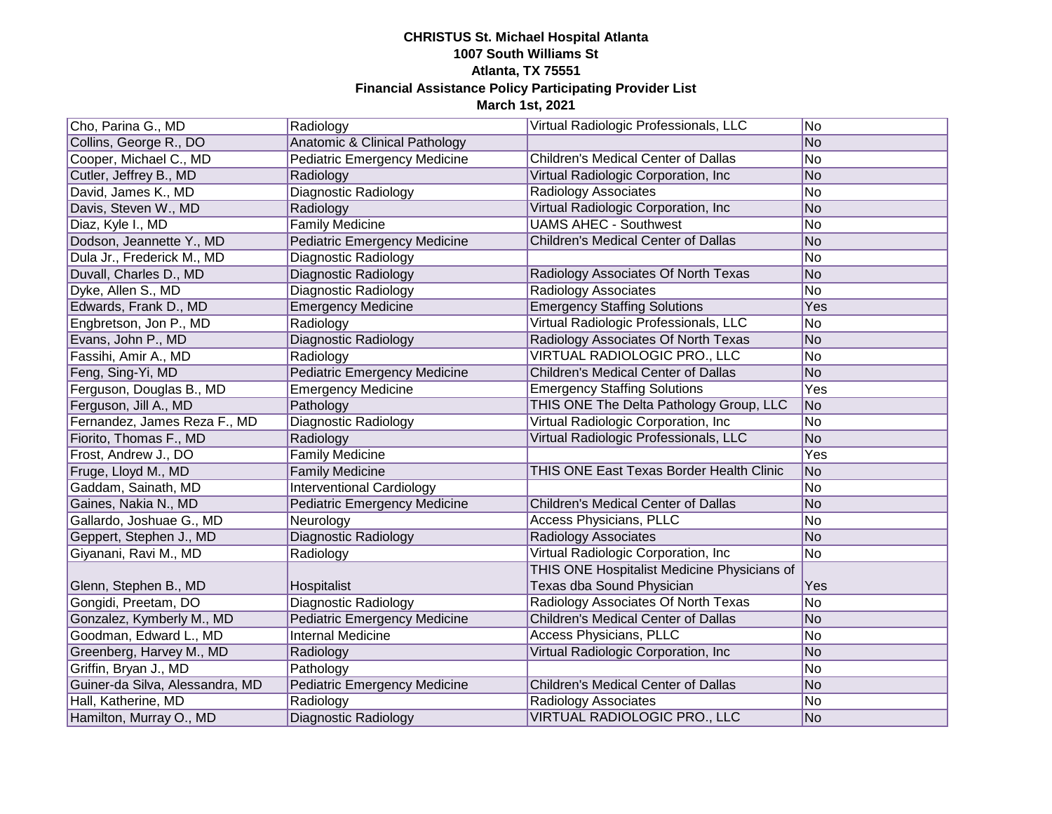**CHRISTUS St. Michael Hospital Atlanta**
**1007 South Williams St**
**Atlanta, TX 75551**
**Financial Assistance Policy Participating Provider List**
**March 1st, 2021**

| | | | |
|---|---|---|---|
| Cho, Parina G., MD | Radiology | Virtual Radiologic Professionals, LLC | No |
| Collins, George R., DO | Anatomic & Clinical Pathology | | No |
| Cooper, Michael C., MD | Pediatric Emergency Medicine | Children's Medical Center of Dallas | No |
| Cutler, Jeffrey B., MD | Radiology | Virtual Radiologic Corporation, Inc | No |
| David, James K., MD | Diagnostic Radiology | Radiology Associates | No |
| Davis, Steven W., MD | Radiology | Virtual Radiologic Corporation, Inc | No |
| Diaz, Kyle I., MD | Family Medicine | UAMS AHEC - Southwest | No |
| Dodson, Jeannette Y., MD | Pediatric Emergency Medicine | Children's Medical Center of Dallas | No |
| Dula Jr., Frederick M., MD | Diagnostic Radiology | | No |
| Duvall, Charles D., MD | Diagnostic Radiology | Radiology Associates Of North Texas | No |
| Dyke, Allen S., MD | Diagnostic Radiology | Radiology Associates | No |
| Edwards, Frank D., MD | Emergency Medicine | Emergency Staffing Solutions | Yes |
| Engbretson, Jon P., MD | Radiology | Virtual Radiologic Professionals, LLC | No |
| Evans, John P., MD | Diagnostic Radiology | Radiology Associates Of North Texas | No |
| Fassihi, Amir A., MD | Radiology | VIRTUAL RADIOLOGIC PRO., LLC | No |
| Feng, Sing-Yi, MD | Pediatric Emergency Medicine | Children's Medical Center of Dallas | No |
| Ferguson, Douglas B., MD | Emergency Medicine | Emergency Staffing Solutions | Yes |
| Ferguson, Jill A., MD | Pathology | THIS ONE The Delta Pathology Group, LLC | No |
| Fernandez, James Reza F., MD | Diagnostic Radiology | Virtual Radiologic Corporation, Inc | No |
| Fiorito, Thomas F., MD | Radiology | Virtual Radiologic Professionals, LLC | No |
| Frost, Andrew J., DO | Family Medicine | | Yes |
| Fruge, Lloyd M., MD | Family Medicine | THIS ONE East Texas Border Health Clinic | No |
| Gaddam, Sainath, MD | Interventional Cardiology | | No |
| Gaines, Nakia N., MD | Pediatric Emergency Medicine | Children's Medical Center of Dallas | No |
| Gallardo, Joshuae G., MD | Neurology | Access Physicians, PLLC | No |
| Geppert, Stephen J., MD | Diagnostic Radiology | Radiology Associates | No |
| Giyanani, Ravi M., MD | Radiology | Virtual Radiologic Corporation, Inc | No |
| Glenn, Stephen B., MD | Hospitalist | THIS ONE Hospitalist Medicine Physicians of Texas dba Sound Physician | Yes |
| Gongidi, Preetam, DO | Diagnostic Radiology | Radiology Associates Of North Texas | No |
| Gonzalez, Kymberly M., MD | Pediatric Emergency Medicine | Children's Medical Center of Dallas | No |
| Goodman, Edward L., MD | Internal Medicine | Access Physicians, PLLC | No |
| Greenberg, Harvey M., MD | Radiology | Virtual Radiologic Corporation, Inc | No |
| Griffin, Bryan J., MD | Pathology | | No |
| Guiner-da Silva, Alessandra, MD | Pediatric Emergency Medicine | Children's Medical Center of Dallas | No |
| Hall, Katherine, MD | Radiology | Radiology Associates | No |
| Hamilton, Murray O., MD | Diagnostic Radiology | VIRTUAL RADIOLOGIC PRO., LLC | No |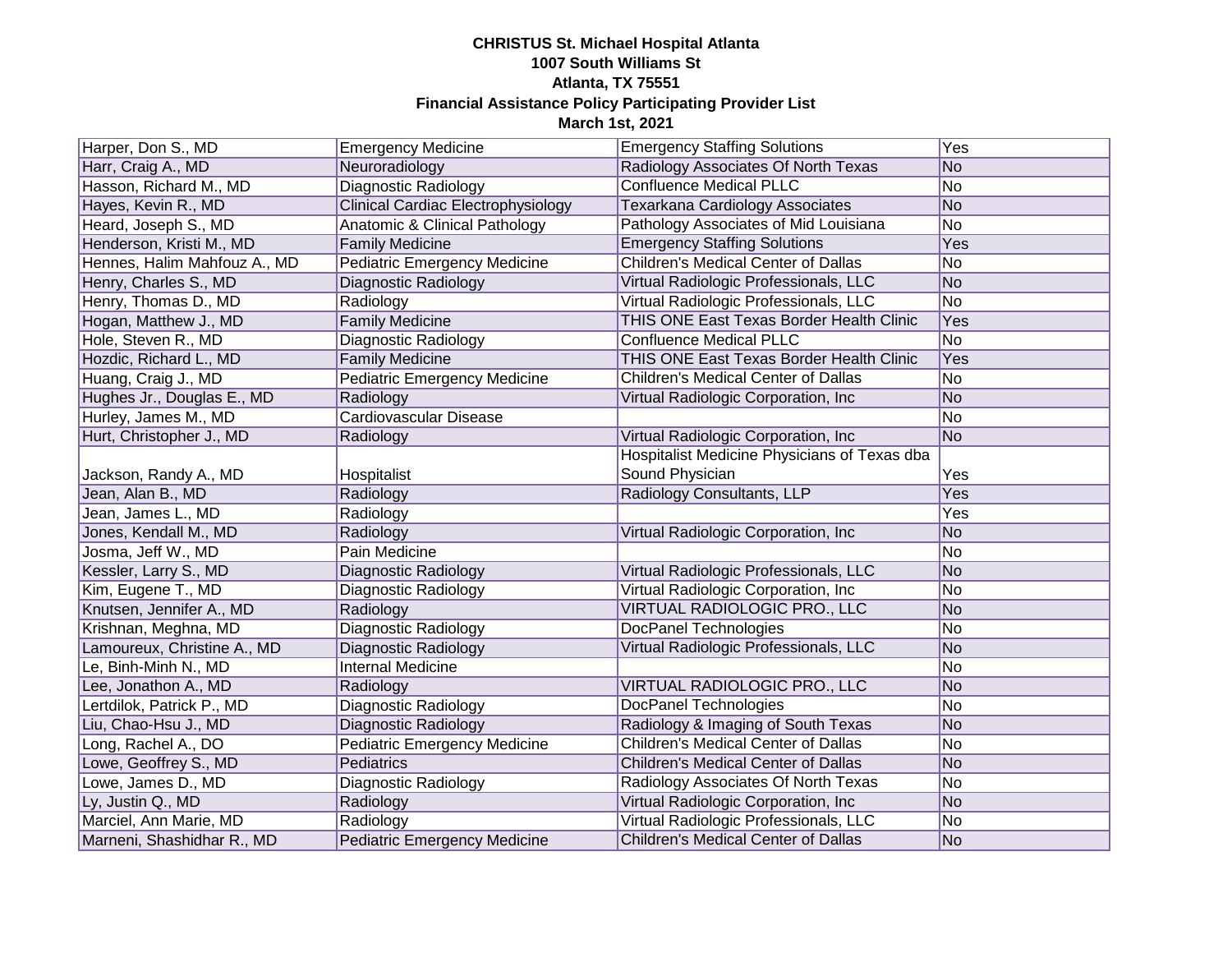**CHRISTUS St. Michael Hospital Atlanta**
**1007 South Williams St**
**Atlanta, TX 75551**
**Financial Assistance Policy Participating Provider List**
**March 1st, 2021**

| | | | |
|---|---|---|---|
| Harper, Don S., MD | Emergency Medicine | Emergency Staffing Solutions | Yes |
| Harr, Craig A., MD | Neuroradiology | Radiology Associates Of North Texas | No |
| Hasson, Richard M., MD | Diagnostic Radiology | Confluence Medical PLLC | No |
| Hayes, Kevin R., MD | Clinical Cardiac Electrophysiology | Texarkana Cardiology Associates | No |
| Heard, Joseph S., MD | Anatomic & Clinical Pathology | Pathology Associates of Mid Louisiana | No |
| Henderson, Kristi M., MD | Family Medicine | Emergency Staffing Solutions | Yes |
| Hennes, Halim Mahfouz A., MD | Pediatric Emergency Medicine | Children's Medical Center of Dallas | No |
| Henry, Charles S., MD | Diagnostic Radiology | Virtual Radiologic Professionals, LLC | No |
| Henry, Thomas D., MD | Radiology | Virtual Radiologic Professionals, LLC | No |
| Hogan, Matthew J., MD | Family Medicine | THIS ONE East Texas Border Health Clinic | Yes |
| Hole, Steven R., MD | Diagnostic Radiology | Confluence Medical PLLC | No |
| Hozdic, Richard L., MD | Family Medicine | THIS ONE East Texas Border Health Clinic | Yes |
| Huang, Craig J., MD | Pediatric Emergency Medicine | Children's Medical Center of Dallas | No |
| Hughes Jr., Douglas E., MD | Radiology | Virtual Radiologic Corporation, Inc | No |
| Hurley, James M., MD | Cardiovascular Disease | | No |
| Hurt, Christopher J., MD | Radiology | Virtual Radiologic Corporation, Inc | No |
| Jackson, Randy A., MD | Hospitalist | Hospitalist Medicine Physicians of Texas dba Sound Physician | Yes |
| Jean, Alan B., MD | Radiology | Radiology Consultants, LLP | Yes |
| Jean, James L., MD | Radiology | | Yes |
| Jones, Kendall M., MD | Radiology | Virtual Radiologic Corporation, Inc | No |
| Josma, Jeff W., MD | Pain Medicine | | No |
| Kessler, Larry S., MD | Diagnostic Radiology | Virtual Radiologic Professionals, LLC | No |
| Kim, Eugene T., MD | Diagnostic Radiology | Virtual Radiologic Corporation, Inc | No |
| Knutsen, Jennifer A., MD | Radiology | VIRTUAL RADIOLOGIC PRO., LLC | No |
| Krishnan, Meghna, MD | Diagnostic Radiology | DocPanel Technologies | No |
| Lamoureux, Christine A., MD | Diagnostic Radiology | Virtual Radiologic Professionals, LLC | No |
| Le, Binh-Minh N., MD | Internal Medicine | | No |
| Lee, Jonathon A., MD | Radiology | VIRTUAL RADIOLOGIC PRO., LLC | No |
| Lertdilok, Patrick P., MD | Diagnostic Radiology | DocPanel Technologies | No |
| Liu, Chao-Hsu J., MD | Diagnostic Radiology | Radiology & Imaging of South Texas | No |
| Long, Rachel A., DO | Pediatric Emergency Medicine | Children's Medical Center of Dallas | No |
| Lowe, Geoffrey S., MD | Pediatrics | Children's Medical Center of Dallas | No |
| Lowe, James D., MD | Diagnostic Radiology | Radiology Associates Of North Texas | No |
| Ly, Justin Q., MD | Radiology | Virtual Radiologic Corporation, Inc | No |
| Marciel, Ann Marie, MD | Radiology | Virtual Radiologic Professionals, LLC | No |
| Marneni, Shashidhar R., MD | Pediatric Emergency Medicine | Children's Medical Center of Dallas | No |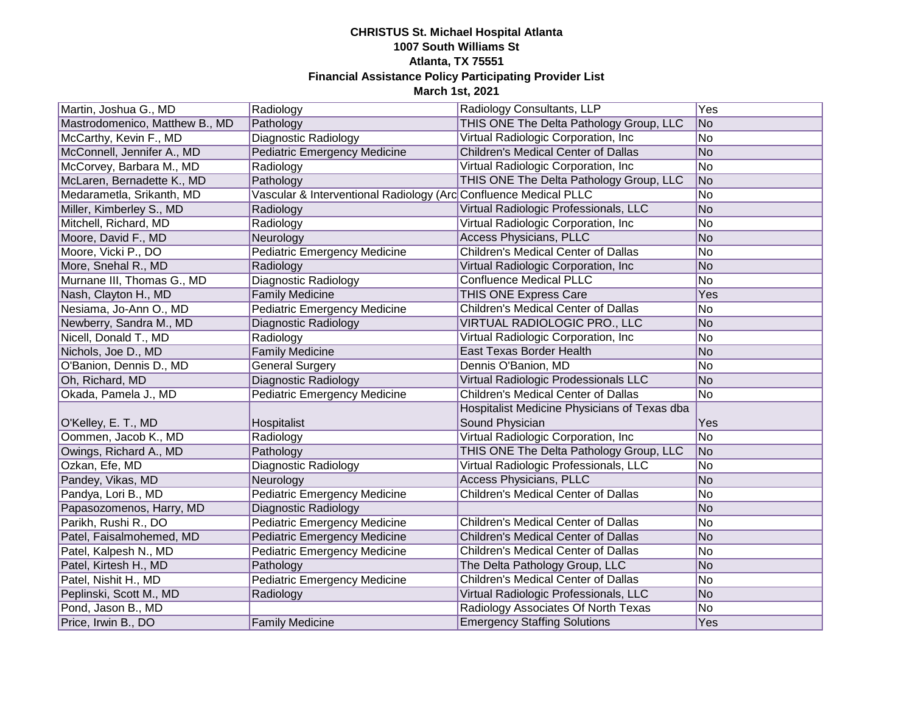**CHRISTUS St. Michael Hospital Atlanta**
**1007 South Williams St**
**Atlanta, TX 75551**
**Financial Assistance Policy Participating Provider List**
**March 1st, 2021**

| | | | |
|---|---|---|---|
| Martin, Joshua G., MD | Radiology | Radiology Consultants, LLP | Yes |
| Mastrodomenico, Matthew B., MD | Pathology | THIS ONE The Delta Pathology Group, LLC | No |
| McCarthy, Kevin F., MD | Diagnostic Radiology | Virtual Radiologic Corporation, Inc | No |
| McConnell, Jennifer A., MD | Pediatric Emergency Medicine | Children's Medical Center of Dallas | No |
| McCorvey, Barbara M., MD | Radiology | Virtual Radiologic Corporation, Inc | No |
| McLaren, Bernadette K., MD | Pathology | THIS ONE The Delta Pathology Group, LLC | No |
| Medarametla, Srikanth, MD | Vascular & Interventional Radiology (Arc | Confluence Medical PLLC | No |
| Miller, Kimberley S., MD | Radiology | Virtual Radiologic Professionals, LLC | No |
| Mitchell, Richard, MD | Radiology | Virtual Radiologic Corporation, Inc | No |
| Moore, David F., MD | Neurology | Access Physicians, PLLC | No |
| Moore, Vicki P., DO | Pediatric Emergency Medicine | Children's Medical Center of Dallas | No |
| More, Snehal R., MD | Radiology | Virtual Radiologic Corporation, Inc | No |
| Murnane III, Thomas G., MD | Diagnostic Radiology | Confluence Medical PLLC | No |
| Nash, Clayton H., MD | Family Medicine | THIS ONE Express Care | Yes |
| Nesiama, Jo-Ann O., MD | Pediatric Emergency Medicine | Children's Medical Center of Dallas | No |
| Newberry, Sandra M., MD | Diagnostic Radiology | VIRTUAL RADIOLOGIC PRO., LLC | No |
| Nicell, Donald T., MD | Radiology | Virtual Radiologic Corporation, Inc | No |
| Nichols, Joe D., MD | Family Medicine | East Texas Border Health | No |
| O'Banion, Dennis D., MD | General Surgery | Dennis O'Banion, MD | No |
| Oh, Richard, MD | Diagnostic Radiology | Virtual Radiologic Prodessionals LLC | No |
| Okada, Pamela J., MD | Pediatric Emergency Medicine | Children's Medical Center of Dallas | No |
| O'Kelley, E. T., MD | Hospitalist | Hospitalist Medicine Physicians of Texas dba Sound Physician | Yes |
| Oommen, Jacob K., MD | Radiology | Virtual Radiologic Corporation, Inc | No |
| Owings, Richard A., MD | Pathology | THIS ONE The Delta Pathology Group, LLC | No |
| Ozkan, Efe, MD | Diagnostic Radiology | Virtual Radiologic Professionals, LLC | No |
| Pandey, Vikas, MD | Neurology | Access Physicians, PLLC | No |
| Pandya, Lori B., MD | Pediatric Emergency Medicine | Children's Medical Center of Dallas | No |
| Papasozomenos, Harry, MD | Diagnostic Radiology | | No |
| Parikh, Rushi R., DO | Pediatric Emergency Medicine | Children's Medical Center of Dallas | No |
| Patel, Faisalmohemed, MD | Pediatric Emergency Medicine | Children's Medical Center of Dallas | No |
| Patel, Kalpesh N., MD | Pediatric Emergency Medicine | Children's Medical Center of Dallas | No |
| Patel, Kirtesh H., MD | Pathology | The Delta Pathology Group, LLC | No |
| Patel, Nishit H., MD | Pediatric Emergency Medicine | Children's Medical Center of Dallas | No |
| Peplinski, Scott M., MD | Radiology | Virtual Radiologic Professionals, LLC | No |
| Pond, Jason B., MD | | Radiology Associates Of North Texas | No |
| Price, Irwin B., DO | Family Medicine | Emergency Staffing Solutions | Yes |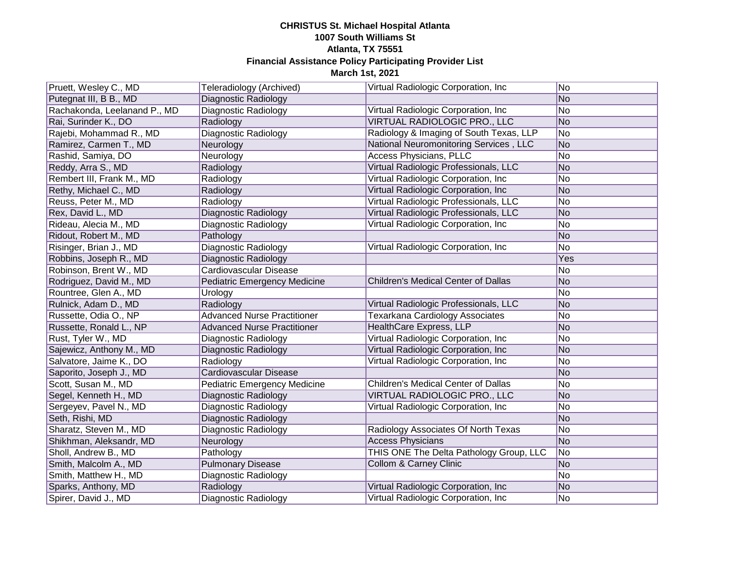**CHRISTUS St. Michael Hospital Atlanta**
**1007 South Williams St**
**Atlanta, TX 75551**
**Financial Assistance Policy Participating Provider List**
**March 1st, 2021**

| | | | |
|---|---|---|---|
| Pruett, Wesley C., MD | Teleradiology (Archived) | Virtual Radiologic Corporation, Inc | No |
| Putegnat III, B B., MD | Diagnostic Radiology | | No |
| Rachakonda, Leelanand P., MD | Diagnostic Radiology | Virtual Radiologic Corporation, Inc | No |
| Rai, Surinder K., DO | Radiology | VIRTUAL RADIOLOGIC PRO., LLC | No |
| Rajebi, Mohammad R., MD | Diagnostic Radiology | Radiology & Imaging of South Texas, LLP | No |
| Ramirez, Carmen T., MD | Neurology | National Neuromonitoring Services , LLC | No |
| Rashid, Samiya, DO | Neurology | Access Physicians, PLLC | No |
| Reddy, Arra S., MD | Radiology | Virtual Radiologic Professionals, LLC | No |
| Rembert III, Frank M., MD | Radiology | Virtual Radiologic Corporation, Inc | No |
| Rethy, Michael C., MD | Radiology | Virtual Radiologic Corporation, Inc | No |
| Reuss, Peter M., MD | Radiology | Virtual Radiologic Professionals, LLC | No |
| Rex, David L., MD | Diagnostic Radiology | Virtual Radiologic Professionals, LLC | No |
| Rideau, Alecia M., MD | Diagnostic Radiology | Virtual Radiologic Corporation, Inc | No |
| Ridout, Robert M., MD | Pathology | | No |
| Risinger, Brian J., MD | Diagnostic Radiology | Virtual Radiologic Corporation, Inc | No |
| Robbins, Joseph R., MD | Diagnostic Radiology | | Yes |
| Robinson, Brent W., MD | Cardiovascular Disease | | No |
| Rodriguez, David M., MD | Pediatric Emergency Medicine | Children's Medical Center of Dallas | No |
| Rountree, Glen A., MD | Urology | | No |
| Rulnick, Adam D., MD | Radiology | Virtual Radiologic Professionals, LLC | No |
| Russette, Odia O., NP | Advanced Nurse Practitioner | Texarkana Cardiology Associates | No |
| Russette, Ronald L., NP | Advanced Nurse Practitioner | HealthCare Express, LLP | No |
| Rust, Tyler W., MD | Diagnostic Radiology | Virtual Radiologic Corporation, Inc | No |
| Sajewicz, Anthony M., MD | Diagnostic Radiology | Virtual Radiologic Corporation, Inc | No |
| Salvatore, Jaime K., DO | Radiology | Virtual Radiologic Corporation, Inc | No |
| Saporito, Joseph J., MD | Cardiovascular Disease | | No |
| Scott, Susan M., MD | Pediatric Emergency Medicine | Children's Medical Center of Dallas | No |
| Segel, Kenneth H., MD | Diagnostic Radiology | VIRTUAL RADIOLOGIC PRO., LLC | No |
| Sergeyev, Pavel N., MD | Diagnostic Radiology | Virtual Radiologic Corporation, Inc | No |
| Seth, Rishi, MD | Diagnostic Radiology | | No |
| Sharatz, Steven M., MD | Diagnostic Radiology | Radiology Associates Of North Texas | No |
| Shikhman, Aleksandr, MD | Neurology | Access Physicians | No |
| Sholl, Andrew B., MD | Pathology | THIS ONE The Delta Pathology Group, LLC | No |
| Smith, Malcolm A., MD | Pulmonary Disease | Collom & Carney Clinic | No |
| Smith, Matthew H., MD | Diagnostic Radiology | | No |
| Sparks, Anthony, MD | Radiology | Virtual Radiologic Corporation, Inc | No |
| Spirer, David J., MD | Diagnostic Radiology | Virtual Radiologic Corporation, Inc | No |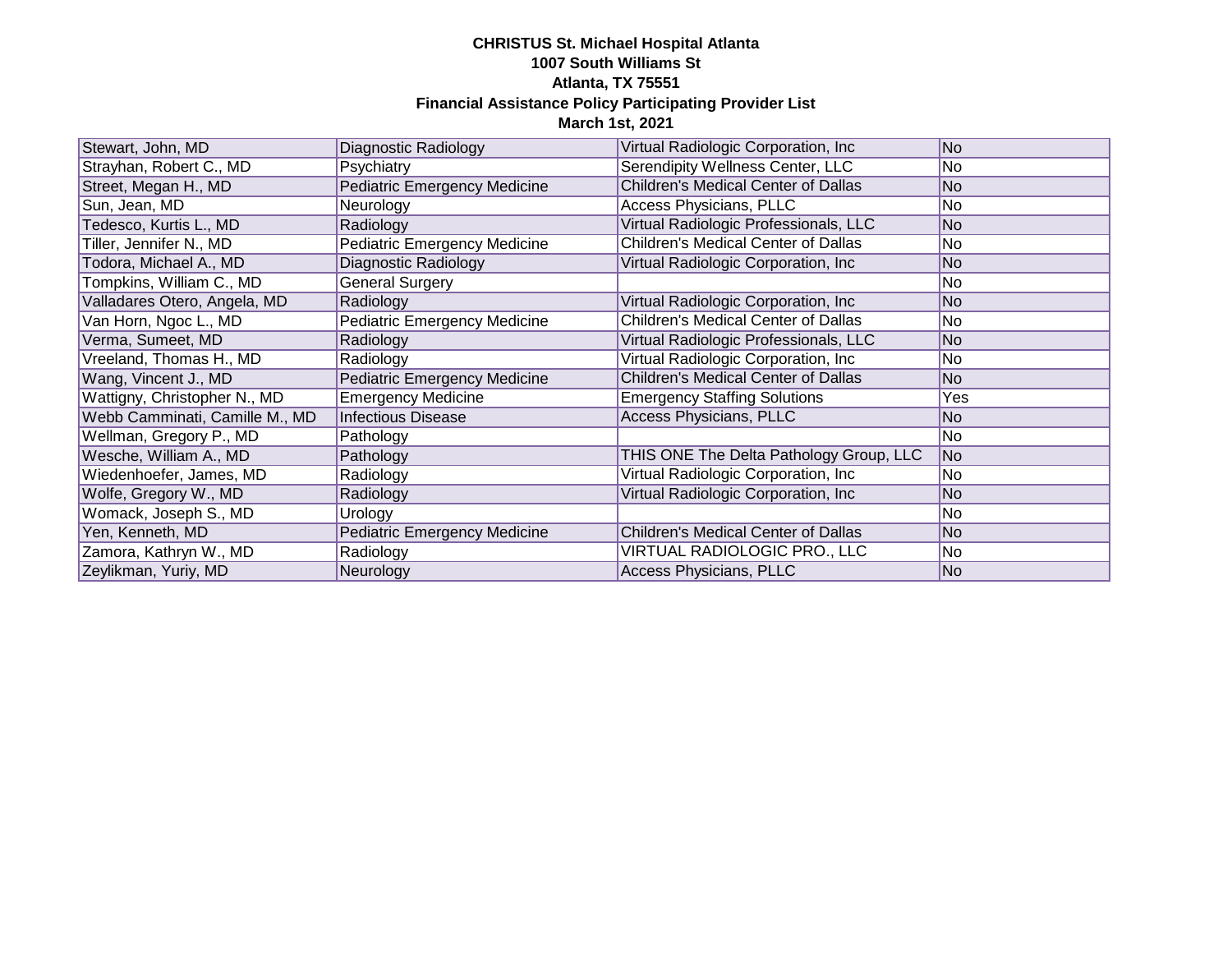**CHRISTUS St. Michael Hospital Atlanta**
**1007 South Williams St**
**Atlanta, TX 75551**
**Financial Assistance Policy Participating Provider List**
**March 1st, 2021**

| | | | |
|---|---|---|---|
| Stewart, John, MD | Diagnostic Radiology | Virtual Radiologic Corporation, Inc | No |
| Strayhan, Robert C., MD | Psychiatry | Serendipity Wellness Center, LLC | No |
| Street, Megan H., MD | Pediatric Emergency Medicine | Children's Medical Center of Dallas | No |
| Sun, Jean, MD | Neurology | Access Physicians, PLLC | No |
| Tedesco, Kurtis L., MD | Radiology | Virtual Radiologic Professionals, LLC | No |
| Tiller, Jennifer N., MD | Pediatric Emergency Medicine | Children's Medical Center of Dallas | No |
| Todora, Michael A., MD | Diagnostic Radiology | Virtual Radiologic Corporation, Inc | No |
| Tompkins, William C., MD | General Surgery | | No |
| Valladares Otero, Angela, MD | Radiology | Virtual Radiologic Corporation, Inc | No |
| Van Horn, Ngoc L., MD | Pediatric Emergency Medicine | Children's Medical Center of Dallas | No |
| Verma, Sumeet, MD | Radiology | Virtual Radiologic Professionals, LLC | No |
| Vreeland, Thomas H., MD | Radiology | Virtual Radiologic Corporation, Inc | No |
| Wang, Vincent J., MD | Pediatric Emergency Medicine | Children's Medical Center of Dallas | No |
| Wattigny, Christopher N., MD | Emergency Medicine | Emergency Staffing Solutions | Yes |
| Webb Camminati, Camille M., MD | Infectious Disease | Access Physicians, PLLC | No |
| Wellman, Gregory P., MD | Pathology | | No |
| Wesche, William A., MD | Pathology | THIS ONE The Delta Pathology Group, LLC | No |
| Wiedenhoefer, James, MD | Radiology | Virtual Radiologic Corporation, Inc | No |
| Wolfe, Gregory W., MD | Radiology | Virtual Radiologic Corporation, Inc | No |
| Womack, Joseph S., MD | Urology | | No |
| Yen, Kenneth, MD | Pediatric Emergency Medicine | Children's Medical Center of Dallas | No |
| Zamora, Kathryn W., MD | Radiology | VIRTUAL RADIOLOGIC PRO., LLC | No |
| Zeylikman, Yuriy, MD | Neurology | Access Physicians, PLLC | No |